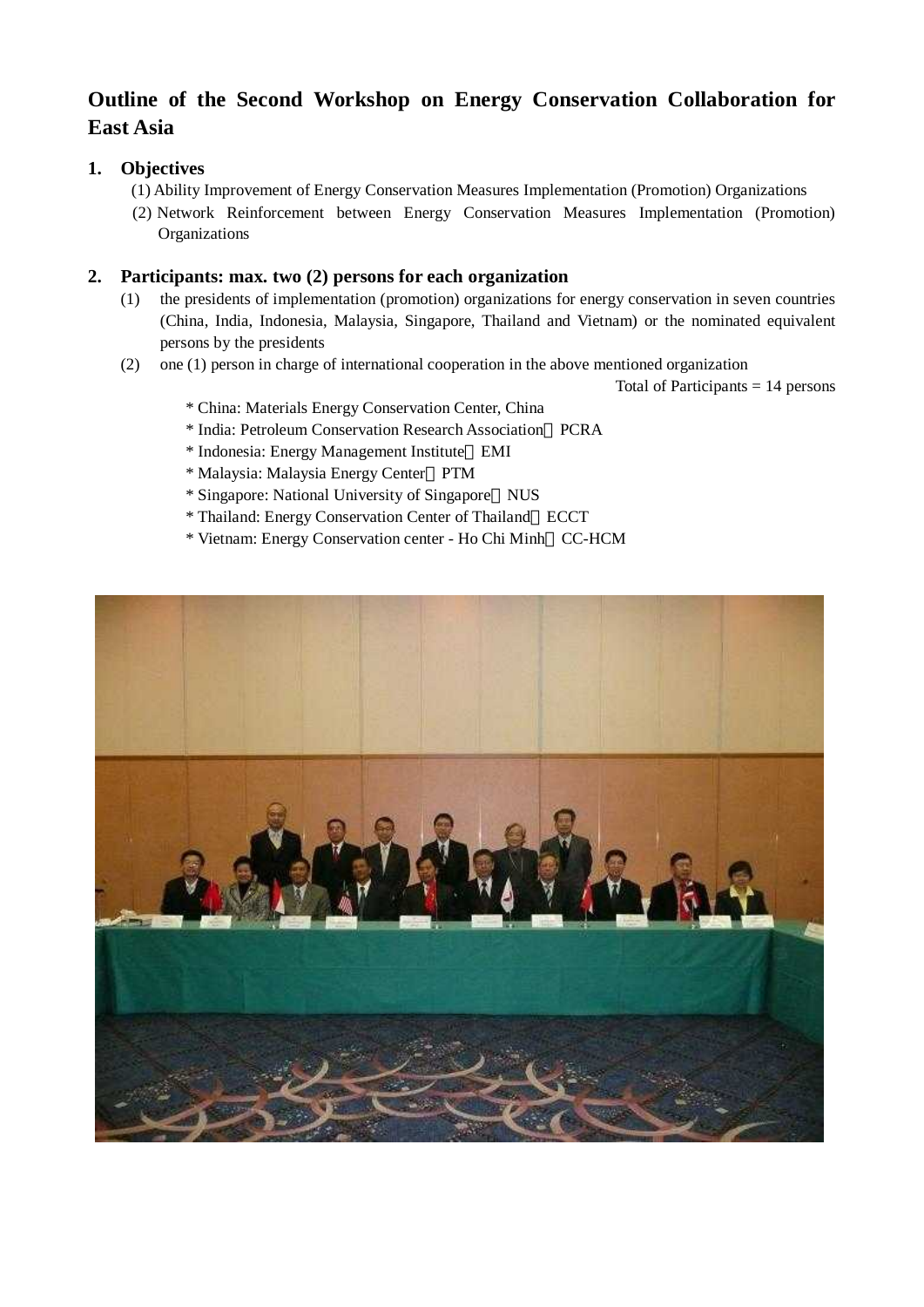# Outline of the Second Workshop on Energy Conservation Collaboration for East Asia

## 1. Objectives

(1) Ability Improvement of Energy Conservation Measures Implementation (Promotion) Organizations

(2) Network Reinforcement between Energy Conservation Measures Implementation (Promotion) Organizations

## 2. Participants: max. two (2) persons for each organization

(1) the presidents of implementation (promotion) organizations for energy conservation in seven countries (China, India, Indonesia, Malaysia, Singapore, Thailand and Vietnam) or the nominated equivalent persons by the presidents

(2) one (1) person in charge of international cooperation in the above mentioned organization

Total of Participants = 14 persons

* China: Materials Energy Conservation Center, China
* India: Petroleum Conservation Research Association：PCRA
* Indonesia: Energy Management Institute：EMI
* Malaysia: Malaysia Energy Center：PTM
* Singapore: National University of Singapore：NUS
* Thailand: Energy Conservation Center of Thailand：ECCT
* Vietnam: Energy Conservation center - Ho Chi Minh：CC-HCM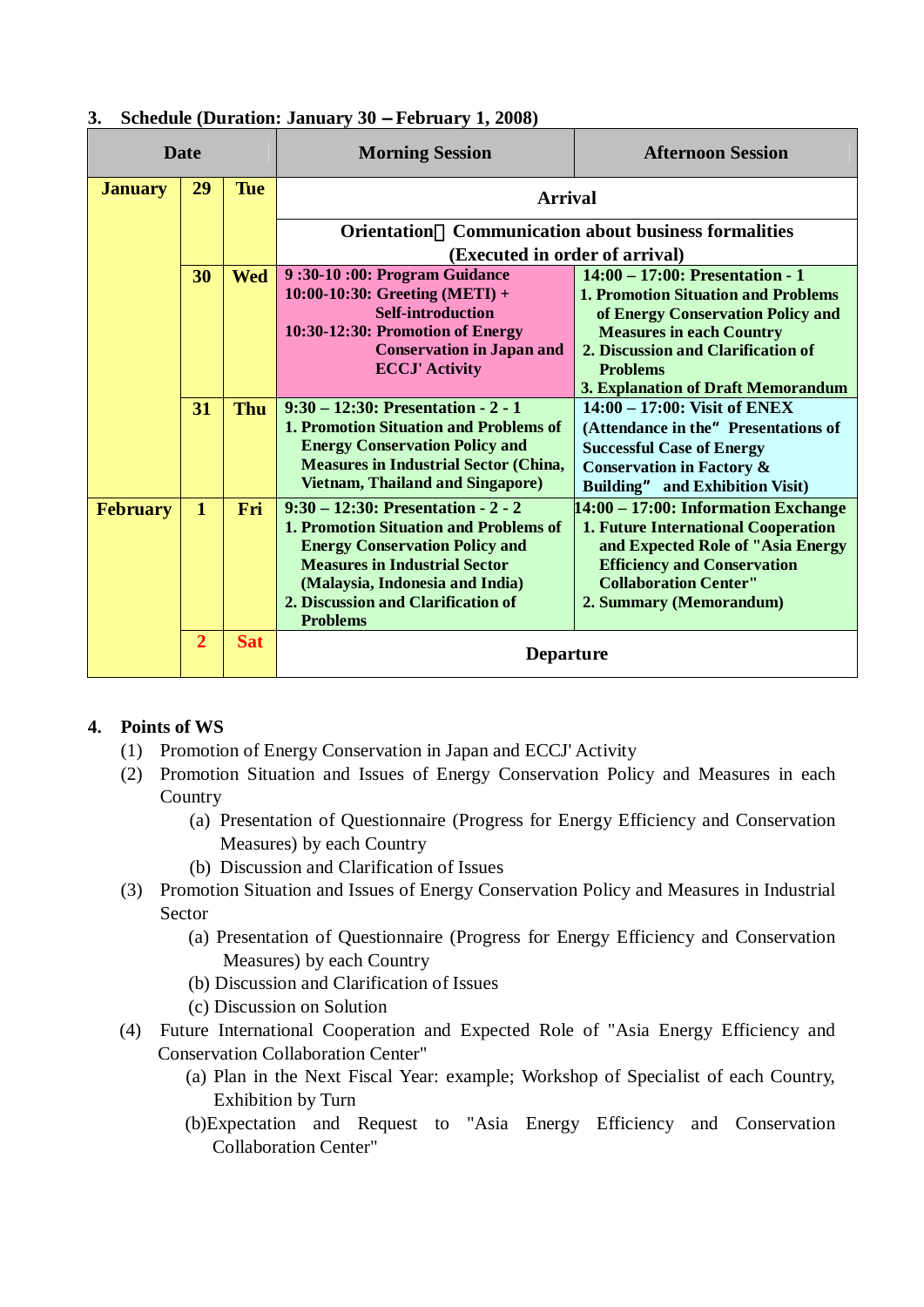## 3. Schedule (Duration: January 30 – February 1, 2008)

| Date | | | Morning Session | Afternoon Session |
|---|---|---|---|---|
| January | 29 | Tue | Arrival<br>Orientation：Communication about business formalities (Executed in order of arrival) | |
| | 30 | Wed | 9 :30-10 :00: Program Guidance<br>10:00-10:30: Greeting (METI) + Self-introduction<br>10:30-12:30: Promotion of Energy Conservation in Japan and ECCJ' Activity | 14:00 – 17:00: Presentation - 1<br>1. Promotion Situation and Problems of Energy Conservation Policy and Measures in each Country<br>2. Discussion and Clarification of Problems<br>3. Explanation of Draft Memorandum |
| | 31 | Thu | 9:30 – 12:30: Presentation - 2 - 1<br>1. Promotion Situation and Problems of Energy Conservation Policy and Measures in Industrial Sector (China, Vietnam, Thailand and Singapore) | 14:00 – 17:00: Visit of ENEX<br>(Attendance in the" Presentations of Successful Case of Energy Conservation in Factory & Building" and Exhibition Visit) |
| February | 1 | Fri | 9:30 – 12:30: Presentation - 2 - 2<br>1. Promotion Situation and Problems of Energy Conservation Policy and Measures in Industrial Sector (Malaysia, Indonesia and India)<br>2. Discussion and Clarification of Problems | 14:00 – 17:00: Information Exchange<br>1. Future International Cooperation and Expected Role of "Asia Energy Efficiency and Conservation Collaboration Center"<br>2. Summary (Memorandum) |
| | 2 | Sat | Departure | |

## 4. Points of WS

(1) Promotion of Energy Conservation in Japan and ECCJ' Activity

(2) Promotion Situation and Issues of Energy Conservation Policy and Measures in each Country
   - (a) Presentation of Questionnaire (Progress for Energy Efficiency and Conservation Measures) by each Country
   - (b) Discussion and Clarification of Issues

(3) Promotion Situation and Issues of Energy Conservation Policy and Measures in Industrial Sector
   - (a) Presentation of Questionnaire (Progress for Energy Efficiency and Conservation Measures) by each Country
   - (b) Discussion and Clarification of Issues
   - (c) Discussion on Solution

(4) Future International Cooperation and Expected Role of "Asia Energy Efficiency and Conservation Collaboration Center"
   - (a) Plan in the Next Fiscal Year: example; Workshop of Specialist of each Country, Exhibition by Turn
   - (b)Expectation and Request to "Asia Energy Efficiency and Conservation Collaboration Center"